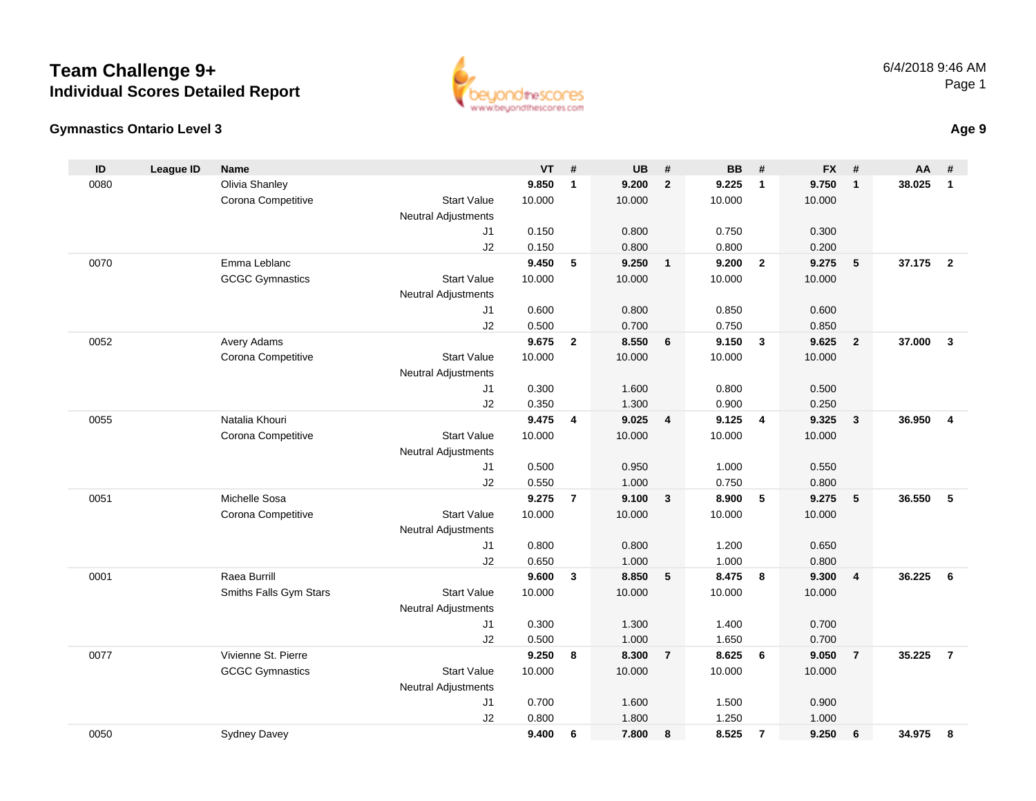# Team Challenge 9+

## Individual Scores Detailed Report

6/4/2018 9:46 AM

### Gymnastics Ontario Level 3

**Age 9**

| ID | League ID | Name | | VT | # | UB | # | BB | # | FX | # | AA | # |
|---|---|---|---|---|---|---|---|---|---|---|---|---|---|
| 0080 | | Olivia Shanley | | **9.850** | **1** | **9.200** | **2** | **9.225** | **1** | **9.750** | **1** | **38.025** | **1** |
| | | Corona Competitive | Start Value | 10.000 | | 10.000 | | 10.000 | | 10.000 | | | |
| | | | Neutral Adjustments | | | | | | | | | | |
| | | | J1 | 0.150 | | 0.800 | | 0.750 | | 0.300 | | | |
| | | | J2 | 0.150 | | 0.800 | | 0.800 | | 0.200 | | | |
| 0070 | | Emma Leblanc | | **9.450** | **5** | **9.250** | **1** | **9.200** | **2** | **9.275** | **5** | **37.175** | **2** |
| | | GCGC Gymnastics | Start Value | 10.000 | | 10.000 | | 10.000 | | 10.000 | | | |
| | | | Neutral Adjustments | | | | | | | | | | |
| | | | J1 | 0.600 | | 0.800 | | 0.850 | | 0.600 | | | |
| | | | J2 | 0.500 | | 0.700 | | 0.750 | | 0.850 | | | |
| 0052 | | Avery Adams | | **9.675** | **2** | **8.550** | **6** | **9.150** | **3** | **9.625** | **2** | **37.000** | **3** |
| | | Corona Competitive | Start Value | 10.000 | | 10.000 | | 10.000 | | 10.000 | | | |
| | | | Neutral Adjustments | | | | | | | | | | |
| | | | J1 | 0.300 | | 1.600 | | 0.800 | | 0.500 | | | |
| | | | J2 | 0.350 | | 1.300 | | 0.900 | | 0.250 | | | |
| 0055 | | Natalia Khouri | | **9.475** | **4** | **9.025** | **4** | **9.125** | **4** | **9.325** | **3** | **36.950** | **4** |
| | | Corona Competitive | Start Value | 10.000 | | 10.000 | | 10.000 | | 10.000 | | | |
| | | | Neutral Adjustments | | | | | | | | | | |
| | | | J1 | 0.500 | | 0.950 | | 1.000 | | 0.550 | | | |
| | | | J2 | 0.550 | | 1.000 | | 0.750 | | 0.800 | | | |
| 0051 | | Michelle Sosa | | **9.275** | **7** | **9.100** | **3** | **8.900** | **5** | **9.275** | **5** | **36.550** | **5** |
| | | Corona Competitive | Start Value | 10.000 | | 10.000 | | 10.000 | | 10.000 | | | |
| | | | Neutral Adjustments | | | | | | | | | | |
| | | | J1 | 0.800 | | 0.800 | | 1.200 | | 0.650 | | | |
| | | | J2 | 0.650 | | 1.000 | | 1.000 | | 0.800 | | | |
| 0001 | | Raea Burrill | | **9.600** | **3** | **8.850** | **5** | **8.475** | **8** | **9.300** | **4** | **36.225** | **6** |
| | | Smiths Falls Gym Stars | Start Value | 10.000 | | 10.000 | | 10.000 | | 10.000 | | | |
| | | | Neutral Adjustments | | | | | | | | | | |
| | | | J1 | 0.300 | | 1.300 | | 1.400 | | 0.700 | | | |
| | | | J2 | 0.500 | | 1.000 | | 1.650 | | 0.700 | | | |
| 0077 | | Vivienne St. Pierre | | **9.250** | **8** | **8.300** | **7** | **8.625** | **6** | **9.050** | **7** | **35.225** | **7** |
| | | GCGC Gymnastics | Start Value | 10.000 | | 10.000 | | 10.000 | | 10.000 | | | |
| | | | Neutral Adjustments | | | | | | | | | | |
| | | | J1 | 0.700 | | 1.600 | | 1.500 | | 0.900 | | | |
| | | | J2 | 0.800 | | 1.800 | | 1.250 | | 1.000 | | | |
| 0050 | | Sydney Davey | | **9.400** | **6** | **7.800** | **8** | **8.525** | **7** | **9.250** | **6** | **34.975** | **8** |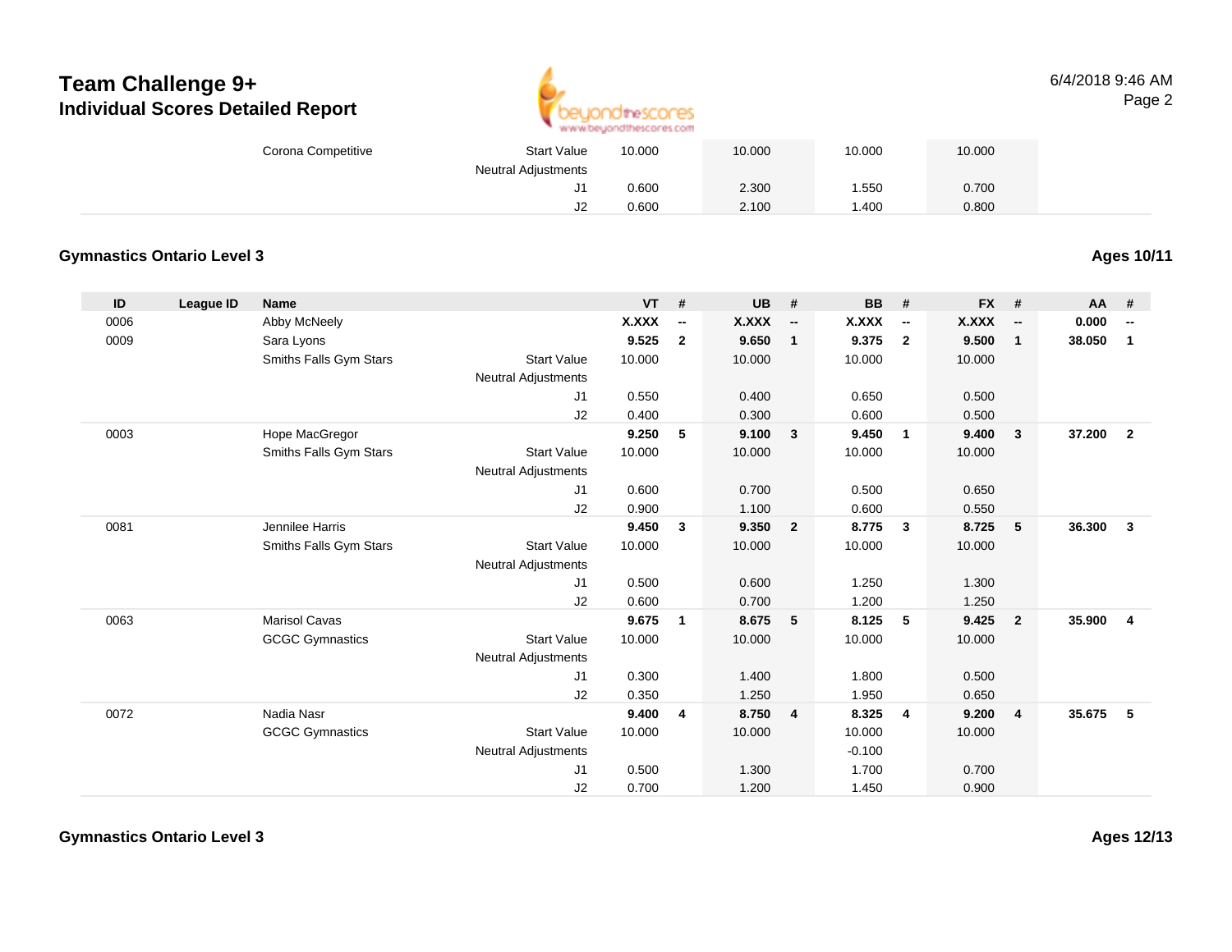| | | | | VT | # | UB | # | BB | # | FX | # | AA | # |
|---|---|---|---|---|---|---|---|---|---|---|---|---|---|
| | | Corona Competitive | Start Value | 10.000 | | 10.000 | | 10.000 | | 10.000 | | | |
| | | | Neutral Adjustments | | | | | | | | | | |
| | | | J1 | 0.600 | | 2.300 | | 1.550 | | 0.700 | | | |
| | | | J2 | 0.600 | | 2.100 | | 1.400 | | 0.800 | | | |

### Gymnastics Ontario Level 3

**Ages 10/11**

| ID | League ID | Name | | VT | # | UB | # | BB | # | FX | # | AA | # |
|---|---|---|---|---|---|---|---|---|---|---|---|---|---|
| 0006 | | Abby McNeely | | **X.XXX** | **--** | **X.XXX** | **--** | **X.XXX** | **--** | **X.XXX** | **--** | **0.000** | **--** |
| 0009 | | Sara Lyons | | **9.525** | **2** | **9.650** | **1** | **9.375** | **2** | **9.500** | **1** | **38.050** | **1** |
| | | Smiths Falls Gym Stars | Start Value | 10.000 | | 10.000 | | 10.000 | | 10.000 | | | |
| | | | Neutral Adjustments | | | | | | | | | | |
| | | | J1 | 0.550 | | 0.400 | | 0.650 | | 0.500 | | | |
| | | | J2 | 0.400 | | 0.300 | | 0.600 | | 0.500 | | | |
| 0003 | | Hope MacGregor | | **9.250** | **5** | **9.100** | **3** | **9.450** | **1** | **9.400** | **3** | **37.200** | **2** |
| | | Smiths Falls Gym Stars | Start Value | 10.000 | | 10.000 | | 10.000 | | 10.000 | | | |
| | | | Neutral Adjustments | | | | | | | | | | |
| | | | J1 | 0.600 | | 0.700 | | 0.500 | | 0.650 | | | |
| | | | J2 | 0.900 | | 1.100 | | 0.600 | | 0.550 | | | |
| 0081 | | Jennilee Harris | | **9.450** | **3** | **9.350** | **2** | **8.775** | **3** | **8.725** | **5** | **36.300** | **3** |
| | | Smiths Falls Gym Stars | Start Value | 10.000 | | 10.000 | | 10.000 | | 10.000 | | | |
| | | | Neutral Adjustments | | | | | | | | | | |
| | | | J1 | 0.500 | | 0.600 | | 1.250 | | 1.300 | | | |
| | | | J2 | 0.600 | | 0.700 | | 1.200 | | 1.250 | | | |
| 0063 | | Marisol Cavas | | **9.675** | **1** | **8.675** | **5** | **8.125** | **5** | **9.425** | **2** | **35.900** | **4** |
| | | GCGC Gymnastics | Start Value | 10.000 | | 10.000 | | 10.000 | | 10.000 | | | |
| | | | Neutral Adjustments | | | | | | | | | | |
| | | | J1 | 0.300 | | 1.400 | | 1.800 | | 0.500 | | | |
| | | | J2 | 0.350 | | 1.250 | | 1.950 | | 0.650 | | | |
| 0072 | | Nadia Nasr | | **9.400** | **4** | **8.750** | **4** | **8.325** | **4** | **9.200** | **4** | **35.675** | **5** |
| | | GCGC Gymnastics | Start Value | 10.000 | | 10.000 | | 10.000 | | 10.000 | | | |
| | | | Neutral Adjustments | | | | | -0.100 | | | | | |
| | | | J1 | 0.500 | | 1.300 | | 1.700 | | 0.700 | | | |
| | | | J2 | 0.700 | | 1.200 | | 1.450 | | 0.900 | | | |

### Gymnastics Ontario Level 3

**Ages 12/13**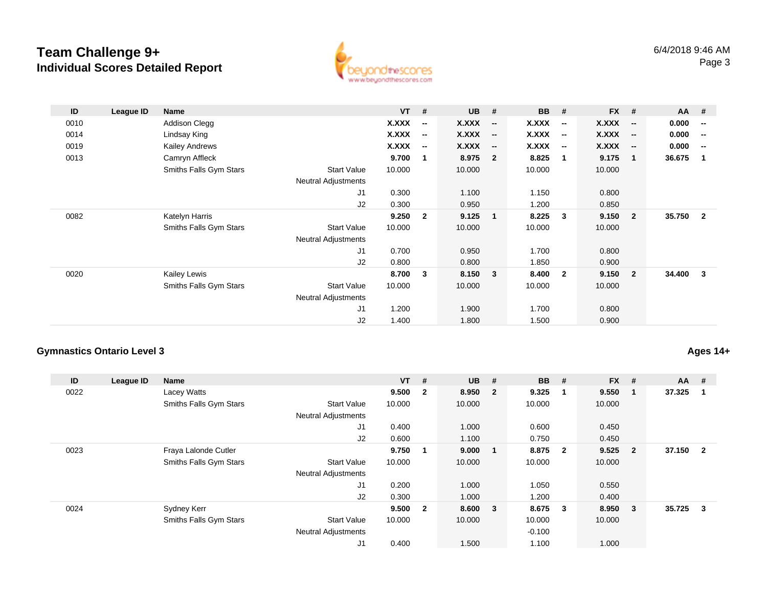## Team Challenge 9+
### Individual Scores Detailed Report

| ID | League ID | Name | | VT | # | UB | # | BB | # | FX | # | AA | # |
|---|---|---|---|---|---|---|---|---|---|---|---|---|---|
| 0010 | | Addison Clegg | | **X.XXX** | **--** | **X.XXX** | **--** | **X.XXX** | **--** | **X.XXX** | **--** | **0.000** | **--** |
| 0014 | | Lindsay King | | **X.XXX** | **--** | **X.XXX** | **--** | **X.XXX** | **--** | **X.XXX** | **--** | **0.000** | **--** |
| 0019 | | Kailey Andrews | | **X.XXX** | **--** | **X.XXX** | **--** | **X.XXX** | **--** | **X.XXX** | **--** | **0.000** | **--** |
| 0013 | | Camryn Affleck | | **9.700** | **1** | **8.975** | **2** | **8.825** | **1** | **9.175** | **1** | **36.675** | **1** |
| | | Smiths Falls Gym Stars | Start Value | 10.000 | | 10.000 | | 10.000 | | 10.000 | | | |
| | | | Neutral Adjustments | | | | | | | | | | |
| | | | J1 | 0.300 | | 1.100 | | 1.150 | | 0.800 | | | |
| | | | J2 | 0.300 | | 0.950 | | 1.200 | | 0.850 | | | |
| 0082 | | Katelyn Harris | | **9.250** | **2** | **9.125** | **1** | **8.225** | **3** | **9.150** | **2** | **35.750** | **2** |
| | | Smiths Falls Gym Stars | Start Value | 10.000 | | 10.000 | | 10.000 | | 10.000 | | | |
| | | | Neutral Adjustments | | | | | | | | | | |
| | | | J1 | 0.700 | | 0.950 | | 1.700 | | 0.800 | | | |
| | | | J2 | 0.800 | | 0.800 | | 1.850 | | 0.900 | | | |
| 0020 | | Kailey Lewis | | **8.700** | **3** | **8.150** | **3** | **8.400** | **2** | **9.150** | **2** | **34.400** | **3** |
| | | Smiths Falls Gym Stars | Start Value | 10.000 | | 10.000 | | 10.000 | | 10.000 | | | |
| | | | Neutral Adjustments | | | | | | | | | | |
| | | | J1 | 1.200 | | 1.900 | | 1.700 | | 0.800 | | | |
| | | | J2 | 1.400 | | 1.800 | | 1.500 | | 0.900 | | | |

### Gymnastics Ontario Level 3

**Ages 14+**

| ID | League ID | Name | | VT | # | UB | # | BB | # | FX | # | AA | # |
|---|---|---|---|---|---|---|---|---|---|---|---|---|---|
| 0022 | | Lacey Watts | | **9.500** | **2** | **8.950** | **2** | **9.325** | **1** | **9.550** | **1** | **37.325** | **1** |
| | | Smiths Falls Gym Stars | Start Value | 10.000 | | 10.000 | | 10.000 | | 10.000 | | | |
| | | | Neutral Adjustments | | | | | | | | | | |
| | | | J1 | 0.400 | | 1.000 | | 0.600 | | 0.450 | | | |
| | | | J2 | 0.600 | | 1.100 | | 0.750 | | 0.450 | | | |
| 0023 | | Fraya Lalonde Cutler | | **9.750** | **1** | **9.000** | **1** | **8.875** | **2** | **9.525** | **2** | **37.150** | **2** |
| | | Smiths Falls Gym Stars | Start Value | 10.000 | | 10.000 | | 10.000 | | 10.000 | | | |
| | | | Neutral Adjustments | | | | | | | | | | |
| | | | J1 | 0.200 | | 1.000 | | 1.050 | | 0.550 | | | |
| | | | J2 | 0.300 | | 1.000 | | 1.200 | | 0.400 | | | |
| 0024 | | Sydney Kerr | | **9.500** | **2** | **8.600** | **3** | **8.675** | **3** | **8.950** | **3** | **35.725** | **3** |
| | | Smiths Falls Gym Stars | Start Value | 10.000 | | 10.000 | | 10.000 | | 10.000 | | | |
| | | | Neutral Adjustments | | | | | -0.100 | | | | | |
| | | | J1 | 0.400 | | 1.500 | | 1.100 | | 1.000 | | | |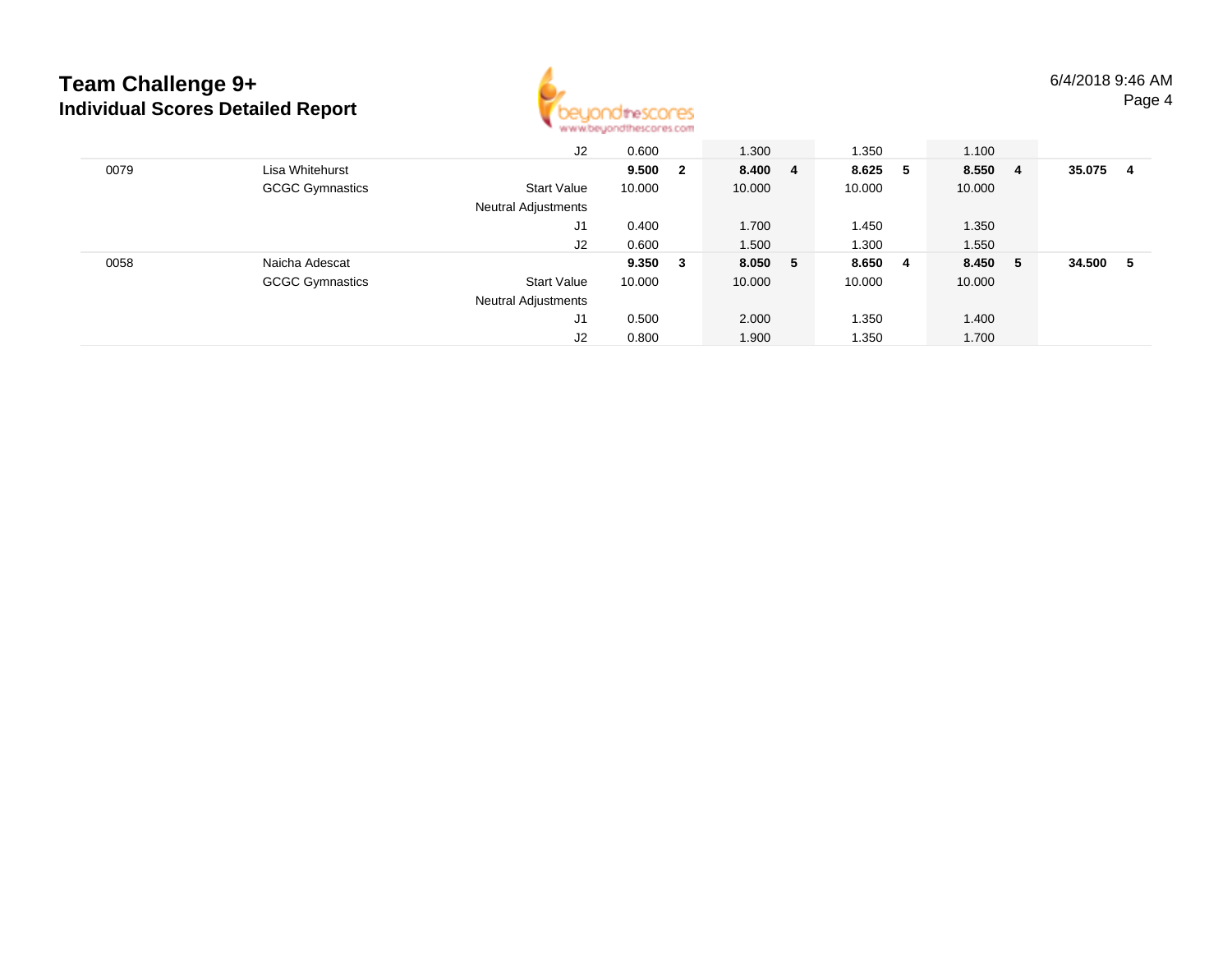# Team Challenge 9+

## Individual Scores Detailed Report

| | | | | | | | | | | | | |
|---|---|---|---|---|---|---|---|---|---|---|---|---|
| | | J2 | 0.600 | | 1.300 | | 1.350 | | 1.100 | | | |
| 0079 | Lisa Whitehurst | | **9.500** | **2** | **8.400** | **4** | **8.625** | **5** | **8.550** | **4** | **35.075** | **4** |
| | GCGC Gymnastics | Start Value | 10.000 | | 10.000 | | 10.000 | | 10.000 | | | |
| | | Neutral Adjustments | | | | | | | | | | |
| | | J1 | 0.400 | | 1.700 | | 1.450 | | 1.350 | | | |
| | | J2 | 0.600 | | 1.500 | | 1.300 | | 1.550 | | | |
| 0058 | Naicha Adescat | | **9.350** | **3** | **8.050** | **5** | **8.650** | **4** | **8.450** | **5** | **34.500** | **5** |
| | GCGC Gymnastics | Start Value | 10.000 | | 10.000 | | 10.000 | | 10.000 | | | |
| | | Neutral Adjustments | | | | | | | | | | |
| | | J1 | 0.500 | | 2.000 | | 1.350 | | 1.400 | | | |
| | | J2 | 0.800 | | 1.900 | | 1.350 | | 1.700 | | | |